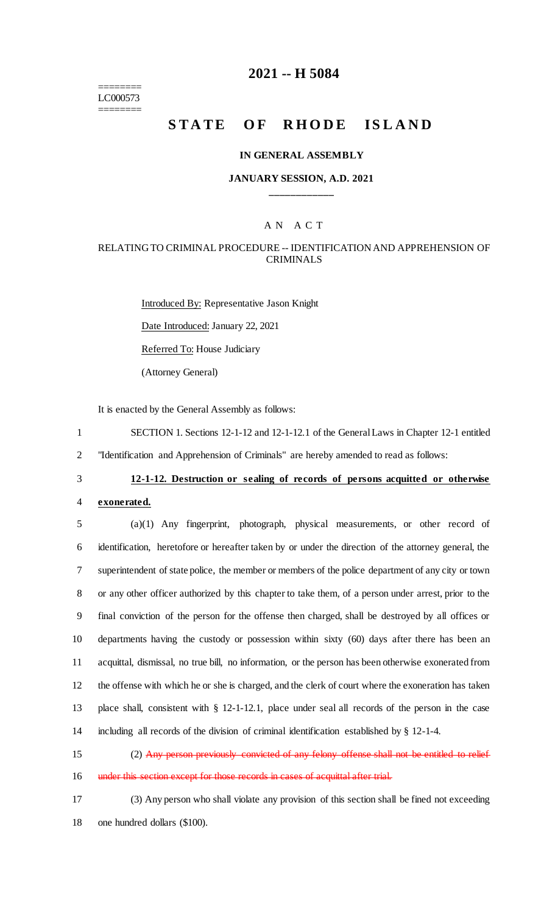========
LC000573
========

# 2021 -- H 5084

# STATE OF RHODE ISLAND

**IN GENERAL ASSEMBLY**

**JANUARY SESSION, A.D. 2021**

\_\_\_\_\_\_\_\_\_\_\_\_

A N A C T

RELATING TO CRIMINAL PROCEDURE -- IDENTIFICATION AND APPREHENSION OF CRIMINALS

Introduced By: Representative Jason Knight

Date Introduced: January 22, 2021

Referred To: House Judiciary

(Attorney General)

It is enacted by the General Assembly as follows:

1 SECTION 1. Sections 12-1-12 and 12-1-12.1 of the General Laws in Chapter 12-1 entitled
2 "Identification and Apprehension of Criminals" are hereby amended to read as follows:

3 **12-1-12. Destruction or sealing of records of persons acquitted or otherwise**
4 **exonerated.**

5 (a)(1) Any fingerprint, photograph, physical measurements, or other record of
6 identification, heretofore or hereafter taken by or under the direction of the attorney general, the
7 superintendent of state police, the member or members of the police department of any city or town
8 or any other officer authorized by this chapter to take them, of a person under arrest, prior to the
9 final conviction of the person for the offense then charged, shall be destroyed by all offices or
10 departments having the custody or possession within sixty (60) days after there has been an
11 acquittal, dismissal, no true bill, no information, or the person has been otherwise exonerated from
12 the offense with which he or she is charged, and the clerk of court where the exoneration has taken
13 place shall, consistent with § 12-1-12.1, place under seal all records of the person in the case
14 including all records of the division of criminal identification established by § 12-1-4.

15 (2) ~~Any person previously convicted of any felony offense shall not be entitled to relief~~
16 ~~under this section except for those records in cases of acquittal after trial.~~

17 (3) Any person who shall violate any provision of this section shall be fined not exceeding
18 one hundred dollars ($100).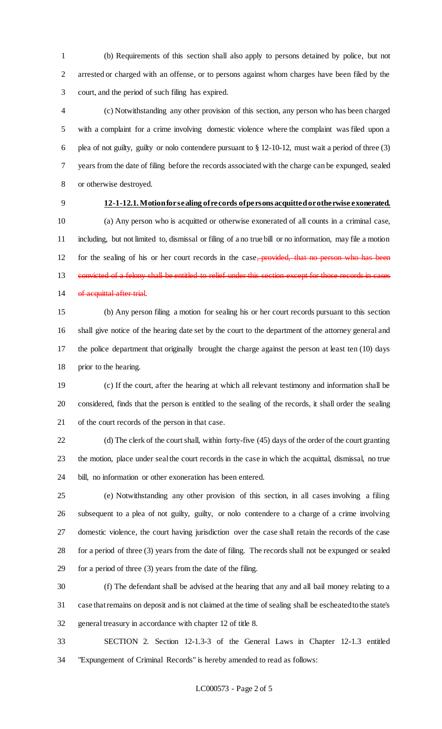(b) Requirements of this section shall also apply to persons detained by police, but not arrested or charged with an offense, or to persons against whom charges have been filed by the court, and the period of such filing has expired.

(c) Notwithstanding any other provision of this section, any person who has been charged with a complaint for a crime involving domestic violence where the complaint was filed upon a plea of not guilty, guilty or nolo contendere pursuant to § 12-10-12, must wait a period of three (3) years from the date of filing before the records associated with the charge can be expunged, sealed or otherwise destroyed.

**12-1-12.1. Motion for sealing of records of persons acquitted or otherwise exonerated.**

(a) Any person who is acquitted or otherwise exonerated of all counts in a criminal case, including, but not limited to, dismissal or filing of a no true bill or no information, may file a motion for the sealing of his or her court records in the case~~, provided, that no person who has been convicted of a felony shall be entitled to relief under this section except for those records in cases of acquittal after trial~~.

(b) Any person filing a motion for sealing his or her court records pursuant to this section shall give notice of the hearing date set by the court to the department of the attorney general and the police department that originally brought the charge against the person at least ten (10) days prior to the hearing.

(c) If the court, after the hearing at which all relevant testimony and information shall be considered, finds that the person is entitled to the sealing of the records, it shall order the sealing of the court records of the person in that case.

(d) The clerk of the court shall, within forty-five (45) days of the order of the court granting the motion, place under seal the court records in the case in which the acquittal, dismissal, no true bill, no information or other exoneration has been entered.

(e) Notwithstanding any other provision of this section, in all cases involving a filing subsequent to a plea of not guilty, guilty, or nolo contendere to a charge of a crime involving domestic violence, the court having jurisdiction over the case shall retain the records of the case for a period of three (3) years from the date of filing. The records shall not be expunged or sealed for a period of three (3) years from the date of the filing.

(f) The defendant shall be advised at the hearing that any and all bail money relating to a case that remains on deposit and is not claimed at the time of sealing shall be escheated to the state's general treasury in accordance with chapter 12 of title 8.

SECTION 2. Section 12-1.3-3 of the General Laws in Chapter 12-1.3 entitled "Expungement of Criminal Records" is hereby amended to read as follows: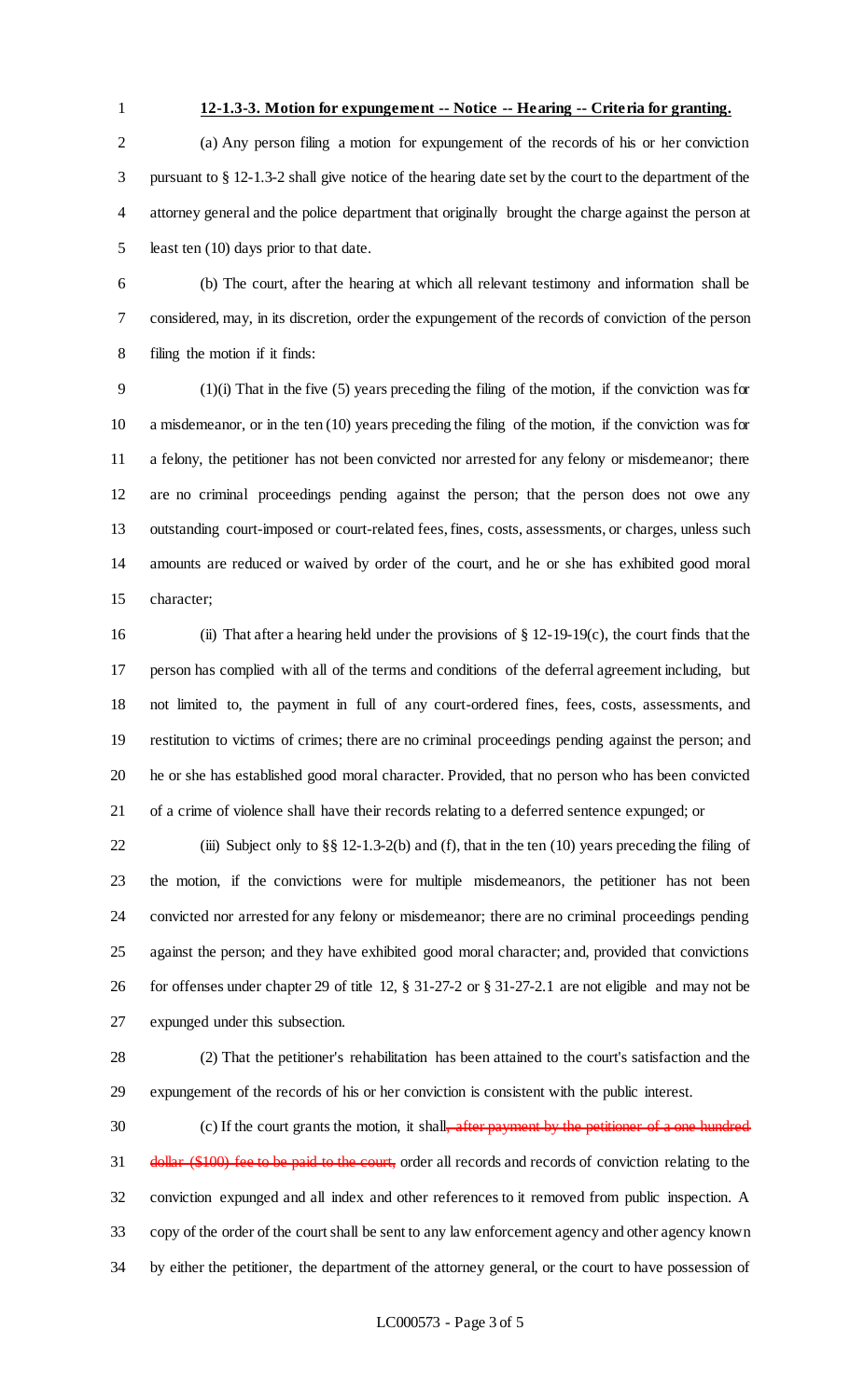**12-1.3-3. Motion for expungement -- Notice -- Hearing -- Criteria for granting.**

(a) Any person filing a motion for expungement of the records of his or her conviction pursuant to § 12-1.3-2 shall give notice of the hearing date set by the court to the department of the attorney general and the police department that originally brought the charge against the person at least ten (10) days prior to that date.

(b) The court, after the hearing at which all relevant testimony and information shall be considered, may, in its discretion, order the expungement of the records of conviction of the person filing the motion if it finds:

(1)(i) That in the five (5) years preceding the filing of the motion, if the conviction was for a misdemeanor, or in the ten (10) years preceding the filing of the motion, if the conviction was for a felony, the petitioner has not been convicted nor arrested for any felony or misdemeanor; there are no criminal proceedings pending against the person; that the person does not owe any outstanding court-imposed or court-related fees, fines, costs, assessments, or charges, unless such amounts are reduced or waived by order of the court, and he or she has exhibited good moral character;

(ii) That after a hearing held under the provisions of § 12-19-19(c), the court finds that the person has complied with all of the terms and conditions of the deferral agreement including, but not limited to, the payment in full of any court-ordered fines, fees, costs, assessments, and restitution to victims of crimes; there are no criminal proceedings pending against the person; and he or she has established good moral character. Provided, that no person who has been convicted of a crime of violence shall have their records relating to a deferred sentence expunged; or

(iii) Subject only to §§ 12-1.3-2(b) and (f), that in the ten (10) years preceding the filing of the motion, if the convictions were for multiple misdemeanors, the petitioner has not been convicted nor arrested for any felony or misdemeanor; there are no criminal proceedings pending against the person; and they have exhibited good moral character; and, provided that convictions for offenses under chapter 29 of title 12, § 31-27-2 or § 31-27-2.1 are not eligible and may not be expunged under this subsection.

(2) That the petitioner's rehabilitation has been attained to the court's satisfaction and the expungement of the records of his or her conviction is consistent with the public interest.

(c) If the court grants the motion, it shall~~, after payment by the petitioner of a one hundred dollar ($100) fee to be paid to the court,~~ order all records and records of conviction relating to the conviction expunged and all index and other references to it removed from public inspection. A copy of the order of the court shall be sent to any law enforcement agency and other agency known by either the petitioner, the department of the attorney general, or the court to have possession of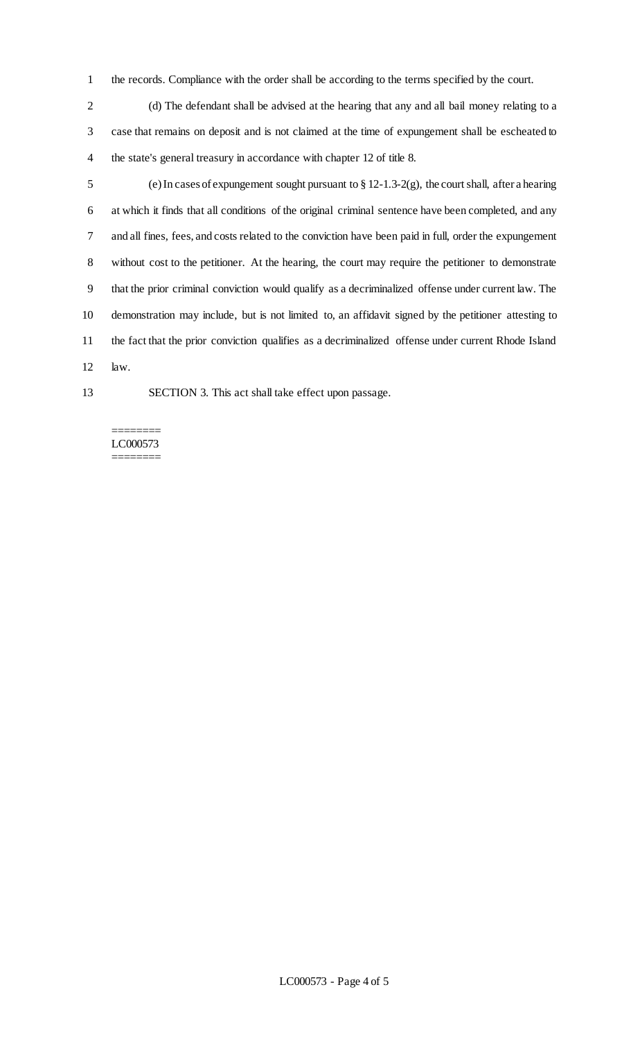the records. Compliance with the order shall be according to the terms specified by the court.

(d) The defendant shall be advised at the hearing that any and all bail money relating to a case that remains on deposit and is not claimed at the time of expungement shall be escheated to the state's general treasury in accordance with chapter 12 of title 8.

(e) In cases of expungement sought pursuant to § 12-1.3-2(g), the court shall, after a hearing at which it finds that all conditions of the original criminal sentence have been completed, and any and all fines, fees, and costs related to the conviction have been paid in full, order the expungement without cost to the petitioner. At the hearing, the court may require the petitioner to demonstrate that the prior criminal conviction would qualify as a decriminalized offense under current law. The demonstration may include, but is not limited to, an affidavit signed by the petitioner attesting to the fact that the prior conviction qualifies as a decriminalized offense under current Rhode Island law.

SECTION 3. This act shall take effect upon passage.

========
LC000573
========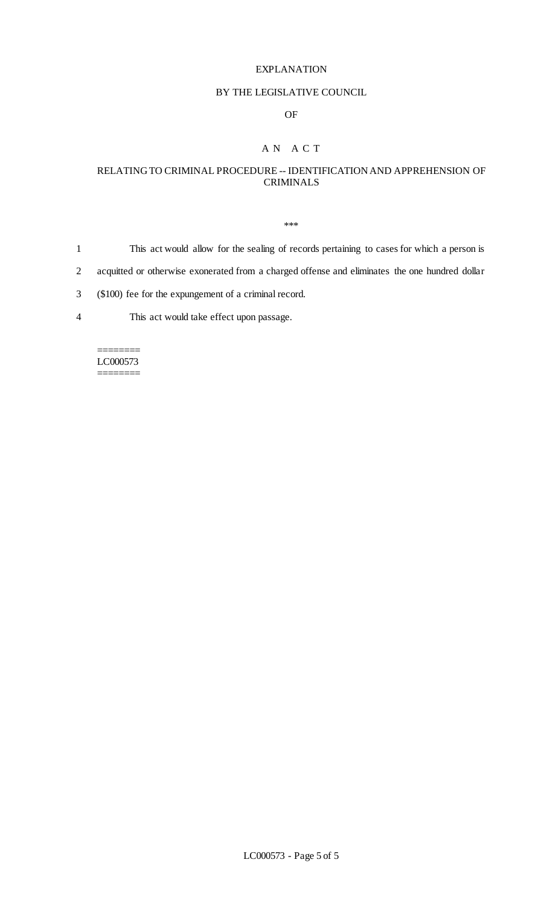EXPLANATION

BY THE LEGISLATIVE COUNCIL

OF

A N   A C T

RELATING TO CRIMINAL PROCEDURE -- IDENTIFICATION AND APPREHENSION OF CRIMINALS

\*\*\*

1 This act would allow for the sealing of records pertaining to cases for which a person is

2 acquitted or otherwise exonerated from a charged offense and eliminates the one hundred dollar

3 ($100) fee for the expungement of a criminal record.

4 This act would take effect upon passage.

========
LC000573
========